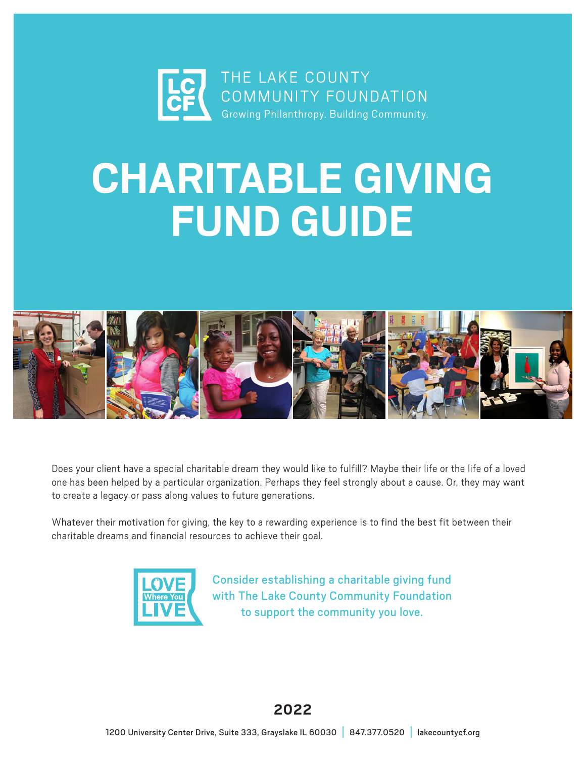THE LAKE COUNTY COMMUNITY FOUNDATION

Growing Philanthropy. Building Community.

# CHARITABLE GIVING FUND GUIDE

Does your client have a special charitable dream they would like to fulfill? Maybe their life or the life of a loved one has been helped by a particular organization. Perhaps they feel strongly about a cause. Or, they may want to create a legacy or pass along values to future generations.

Whatever their motivation for giving, the key to a rewarding experience is to find the best fit between their charitable dreams and financial resources to achieve their goal.

LOVE Where You LIVE

Consider establishing a charitable giving fund with The Lake County Community Foundation to support the community you love.

**2022**

1200 University Center Drive, Suite 333, Grayslake IL 60030 | 847.377.0520 | lakecountycf.org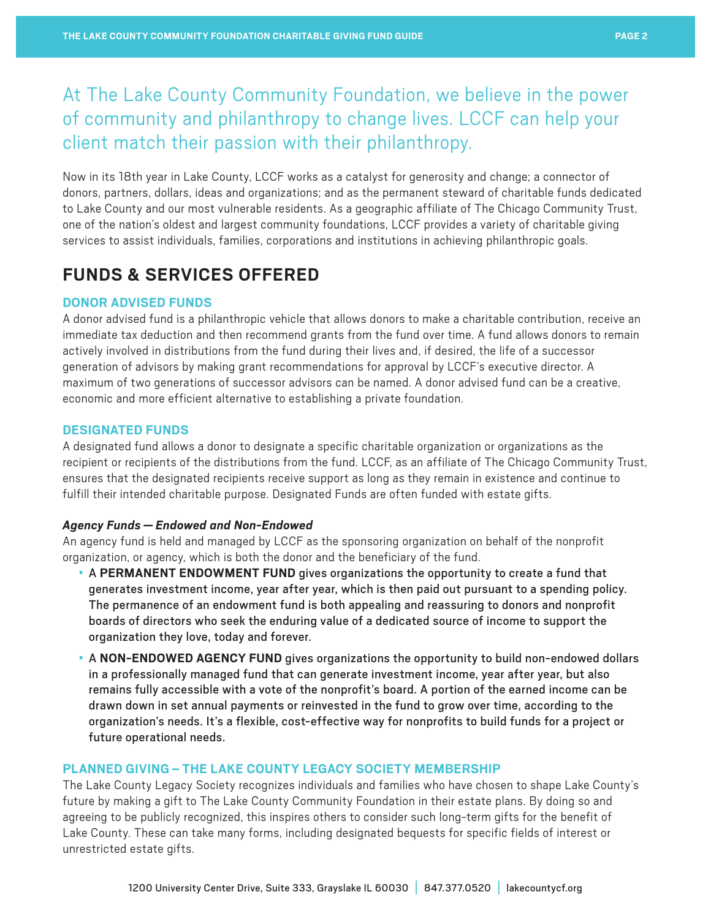At The Lake County Community Foundation, we believe in the power of community and philanthropy to change lives. LCCF can help your client match their passion with their philanthropy.

Now in its 18th year in Lake County, LCCF works as a catalyst for generosity and change; a connector of donors, partners, dollars, ideas and organizations; and as the permanent steward of charitable funds dedicated to Lake County and our most vulnerable residents. As a geographic affiliate of The Chicago Community Trust, one of the nation's oldest and largest community foundations, LCCF provides a variety of charitable giving services to assist individuals, families, corporations and institutions in achieving philanthropic goals.

# FUNDS & SERVICES OFFERED

## DONOR ADVISED FUNDS

A donor advised fund is a philanthropic vehicle that allows donors to make a charitable contribution, receive an immediate tax deduction and then recommend grants from the fund over time. A fund allows donors to remain actively involved in distributions from the fund during their lives and, if desired, the life of a successor generation of advisors by making grant recommendations for approval by LCCF's executive director. A maximum of two generations of successor advisors can be named. A donor advised fund can be a creative, economic and more efficient alternative to establishing a private foundation.

## DESIGNATED FUNDS

A designated fund allows a donor to designate a specific charitable organization or organizations as the recipient or recipients of the distributions from the fund. LCCF, as an affiliate of The Chicago Community Trust, ensures that the designated recipients receive support as long as they remain in existence and continue to fulfill their intended charitable purpose. Designated Funds are often funded with estate gifts.

### *Agency Funds — Endowed and Non-Endowed*

An agency fund is held and managed by LCCF as the sponsoring organization on behalf of the nonprofit organization, or agency, which is both the donor and the beneficiary of the fund.

- A **PERMANENT ENDOWMENT FUND** gives organizations the opportunity to create a fund that generates investment income, year after year, which is then paid out pursuant to a spending policy. The permanence of an endowment fund is both appealing and reassuring to donors and nonprofit boards of directors who seek the enduring value of a dedicated source of income to support the organization they love, today and forever.
- A **NON-ENDOWED AGENCY FUND** gives organizations the opportunity to build non-endowed dollars in a professionally managed fund that can generate investment income, year after year, but also remains fully accessible with a vote of the nonprofit's board. A portion of the earned income can be drawn down in set annual payments or reinvested in the fund to grow over time, according to the organization's needs. It's a flexible, cost-effective way for nonprofits to build funds for a project or future operational needs.

## PLANNED GIVING – THE LAKE COUNTY LEGACY SOCIETY MEMBERSHIP

The Lake County Legacy Society recognizes individuals and families who have chosen to shape Lake County's future by making a gift to The Lake County Community Foundation in their estate plans. By doing so and agreeing to be publicly recognized, this inspires others to consider such long-term gifts for the benefit of Lake County. These can take many forms, including designated bequests for specific fields of interest or unrestricted estate gifts.

1200 University Center Drive, Suite 333, Grayslake IL 60030 | 847.377.0520 | lakecountycf.org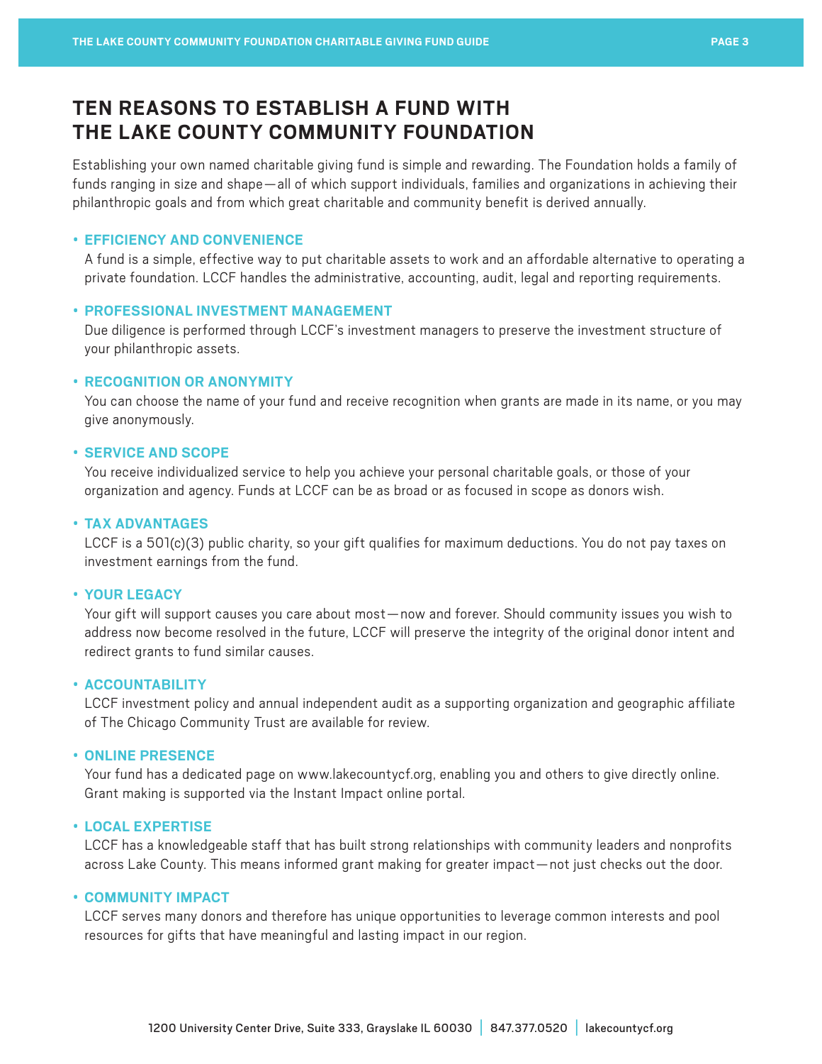# TEN REASONS TO ESTABLISH A FUND WITH THE LAKE COUNTY COMMUNITY FOUNDATION

Establishing your own named charitable giving fund is simple and rewarding. The Foundation holds a family of funds ranging in size and shape—all of which support individuals, families and organizations in achieving their philanthropic goals and from which great charitable and community benefit is derived annually.

- **EFFICIENCY AND CONVENIENCE**

  A fund is a simple, effective way to put charitable assets to work and an affordable alternative to operating a private foundation. LCCF handles the administrative, accounting, audit, legal and reporting requirements.

- **PROFESSIONAL INVESTMENT MANAGEMENT**

  Due diligence is performed through LCCF's investment managers to preserve the investment structure of your philanthropic assets.

- **RECOGNITION OR ANONYMITY**

  You can choose the name of your fund and receive recognition when grants are made in its name, or you may give anonymously.

- **SERVICE AND SCOPE**

  You receive individualized service to help you achieve your personal charitable goals, or those of your organization and agency. Funds at LCCF can be as broad or as focused in scope as donors wish.

- **TAX ADVANTAGES**

  LCCF is a 501(c)(3) public charity, so your gift qualifies for maximum deductions. You do not pay taxes on investment earnings from the fund.

- **YOUR LEGACY**

  Your gift will support causes you care about most—now and forever. Should community issues you wish to address now become resolved in the future, LCCF will preserve the integrity of the original donor intent and redirect grants to fund similar causes.

- **ACCOUNTABILITY**

  LCCF investment policy and annual independent audit as a supporting organization and geographic affiliate of The Chicago Community Trust are available for review.

- **ONLINE PRESENCE**

  Your fund has a dedicated page on www.lakecountycf.org, enabling you and others to give directly online. Grant making is supported via the Instant Impact online portal.

- **LOCAL EXPERTISE**

  LCCF has a knowledgeable staff that has built strong relationships with community leaders and nonprofits across Lake County. This means informed grant making for greater impact—not just checks out the door.

- **COMMUNITY IMPACT**

  LCCF serves many donors and therefore has unique opportunities to leverage common interests and pool resources for gifts that have meaningful and lasting impact in our region.

1200 University Center Drive, Suite 333, Grayslake IL 60030 | 847.377.0520 | lakecountycf.org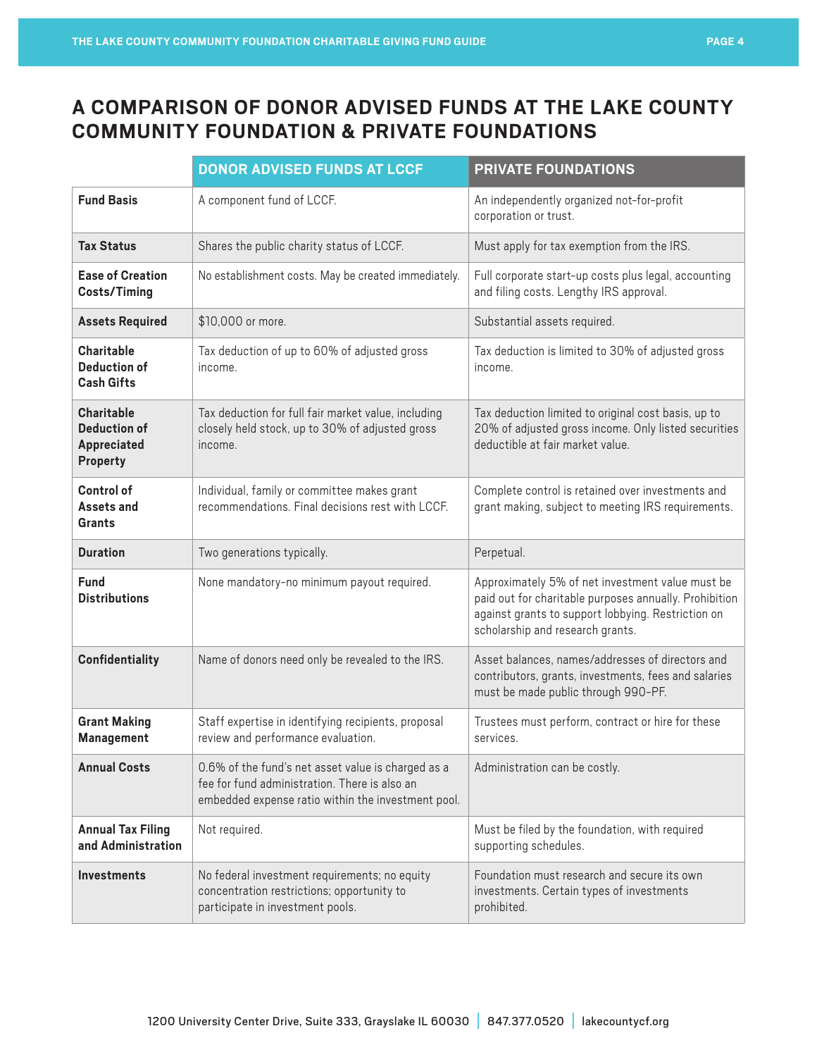# A COMPARISON OF DONOR ADVISED FUNDS AT THE LAKE COUNTY COMMUNITY FOUNDATION & PRIVATE FOUNDATIONS

| | DONOR ADVISED FUNDS AT LCCF | PRIVATE FOUNDATIONS |
|---|---|---|
| **Fund Basis** | A component fund of LCCF. | An independently organized not-for-profit corporation or trust. |
| **Tax Status** | Shares the public charity status of LCCF. | Must apply for tax exemption from the IRS. |
| **Ease of Creation Costs/Timing** | No establishment costs. May be created immediately. | Full corporate start-up costs plus legal, accounting and filing costs. Lengthy IRS approval. |
| **Assets Required** | $10,000 or more. | Substantial assets required. |
| **Charitable Deduction of Cash Gifts** | Tax deduction of up to 60% of adjusted gross income. | Tax deduction is limited to 30% of adjusted gross income. |
| **Charitable Deduction of Appreciated Property** | Tax deduction for full fair market value, including closely held stock, up to 30% of adjusted gross income. | Tax deduction limited to original cost basis, up to 20% of adjusted gross income. Only listed securities deductible at fair market value. |
| **Control of Assets and Grants** | Individual, family or committee makes grant recommendations. Final decisions rest with LCCF. | Complete control is retained over investments and grant making, subject to meeting IRS requirements. |
| **Duration** | Two generations typically. | Perpetual. |
| **Fund Distributions** | None mandatory–no minimum payout required. | Approximately 5% of net investment value must be paid out for charitable purposes annually. Prohibition against grants to support lobbying. Restriction on scholarship and research grants. |
| **Confidentiality** | Name of donors need only be revealed to the IRS. | Asset balances, names/addresses of directors and contributors, grants, investments, fees and salaries must be made public through 990-PF. |
| **Grant Making Management** | Staff expertise in identifying recipients, proposal review and performance evaluation. | Trustees must perform, contract or hire for these services. |
| **Annual Costs** | 0.6% of the fund's net asset value is charged as a fee for fund administration. There is also an embedded expense ratio within the investment pool. | Administration can be costly. |
| **Annual Tax Filing and Administration** | Not required. | Must be filed by the foundation, with required supporting schedules. |
| **Investments** | No federal investment requirements; no equity concentration restrictions; opportunity to participate in investment pools. | Foundation must research and secure its own investments. Certain types of investments prohibited. |

1200 University Center Drive, Suite 333, Grayslake IL 60030 | 847.377.0520 | lakecountycf.org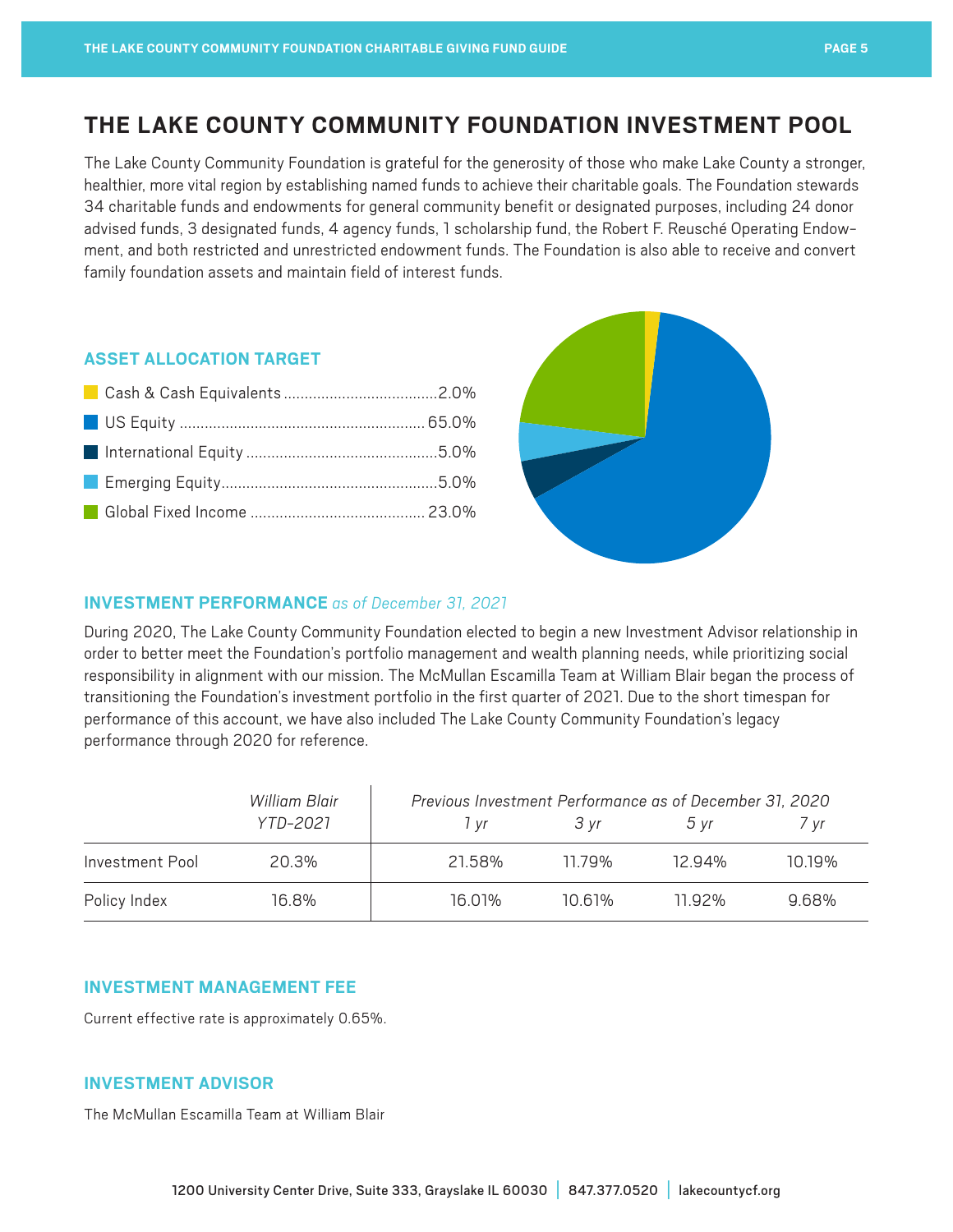# THE LAKE COUNTY COMMUNITY FOUNDATION INVESTMENT POOL

The Lake County Community Foundation is grateful for the generosity of those who make Lake County a stronger, healthier, more vital region by establishing named funds to achieve their charitable goals. The Foundation stewards 34 charitable funds and endowments for general community benefit or designated purposes, including 24 donor advised funds, 3 designated funds, 4 agency funds, 1 scholarship fund, the Robert F. Reusché Operating Endowment, and both restricted and unrestricted endowment funds. The Foundation is also able to receive and convert family foundation assets and maintain field of interest funds.

## ASSET ALLOCATION TARGET

- Cash & Cash Equivalents ....................................2.0%
- US Equity ........................................................ 65.0%
- International Equity ............................................5.0%
- Emerging Equity..................................................5.0%
- Global Fixed Income ......................................... 23.0%

## INVESTMENT PERFORMANCE *as of December 31, 2021*

During 2020, The Lake County Community Foundation elected to begin a new Investment Advisor relationship in order to better meet the Foundation's portfolio management and wealth planning needs, while prioritizing social responsibility in alignment with our mission. The McMullan Escamilla Team at William Blair began the process of transitioning the Foundation's investment portfolio in the first quarter of 2021. Due to the short timespan for performance of this account, we have also included The Lake County Community Foundation's legacy performance through 2020 for reference.

| | *William Blair YTD-2021* | *Previous Investment Performance as of December 31, 2020* | | | |
|---|---|---|---|---|---|
| | | *1 yr* | *3 yr* | *5 yr* | *7 yr* |
| Investment Pool | 20.3% | 21.58% | 11.79% | 12.94% | 10.19% |
| Policy Index | 16.8% | 16.01% | 10.61% | 11.92% | 9.68% |

## INVESTMENT MANAGEMENT FEE

Current effective rate is approximately 0.65%.

## INVESTMENT ADVISOR

The McMullan Escamilla Team at William Blair

1200 University Center Drive, Suite 333, Grayslake IL 60030 | 847.377.0520 | lakecountycf.org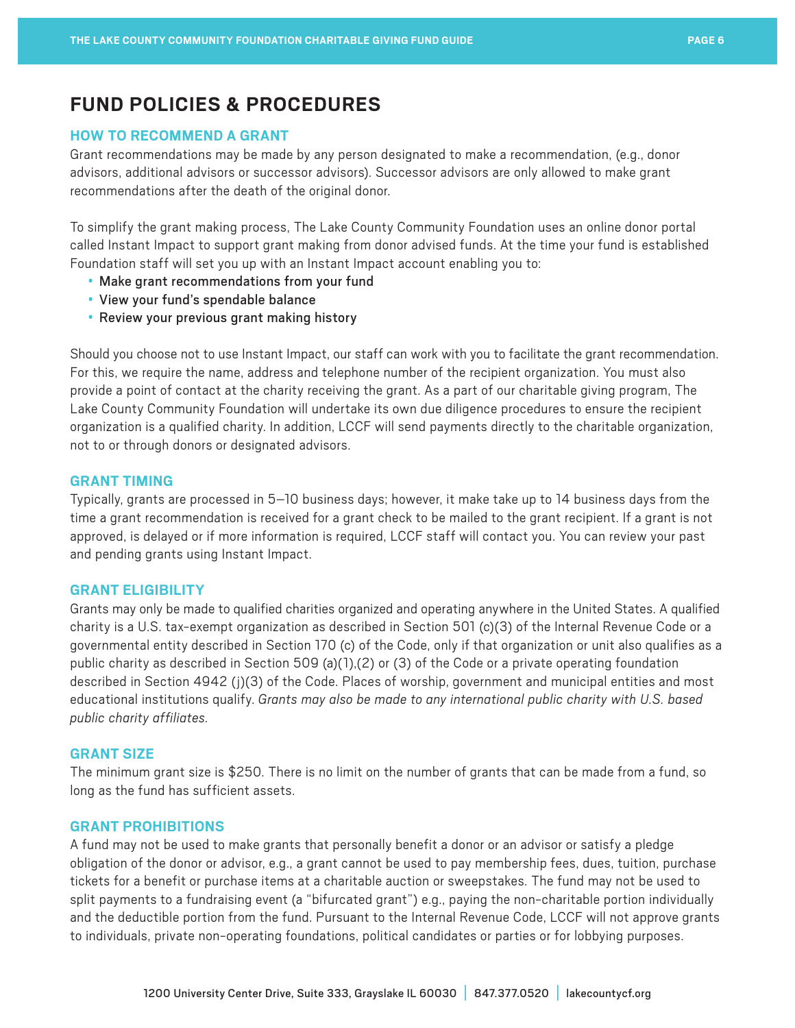# FUND POLICIES & PROCEDURES

## HOW TO RECOMMEND A GRANT

Grant recommendations may be made by any person designated to make a recommendation, (e.g., donor advisors, additional advisors or successor advisors). Successor advisors are only allowed to make grant recommendations after the death of the original donor.

To simplify the grant making process, The Lake County Community Foundation uses an online donor portal called Instant Impact to support grant making from donor advised funds. At the time your fund is established Foundation staff will set you up with an Instant Impact account enabling you to:

- Make grant recommendations from your fund
- View your fund's spendable balance
- Review your previous grant making history

Should you choose not to use Instant Impact, our staff can work with you to facilitate the grant recommendation. For this, we require the name, address and telephone number of the recipient organization. You must also provide a point of contact at the charity receiving the grant. As a part of our charitable giving program, The Lake County Community Foundation will undertake its own due diligence procedures to ensure the recipient organization is a qualified charity. In addition, LCCF will send payments directly to the charitable organization, not to or through donors or designated advisors.

## GRANT TIMING

Typically, grants are processed in 5–10 business days; however, it make take up to 14 business days from the time a grant recommendation is received for a grant check to be mailed to the grant recipient. If a grant is not approved, is delayed or if more information is required, LCCF staff will contact you. You can review your past and pending grants using Instant Impact.

## GRANT ELIGIBILITY

Grants may only be made to qualified charities organized and operating anywhere in the United States. A qualified charity is a U.S. tax-exempt organization as described in Section 501 (c)(3) of the Internal Revenue Code or a governmental entity described in Section 170 (c) of the Code, only if that organization or unit also qualifies as a public charity as described in Section 509 (a)(1),(2) or (3) of the Code or a private operating foundation described in Section 4942 (j)(3) of the Code. Places of worship, government and municipal entities and most educational institutions qualify. *Grants may also be made to any international public charity with U.S. based public charity affiliates.*

## GRANT SIZE

The minimum grant size is $250. There is no limit on the number of grants that can be made from a fund, so long as the fund has sufficient assets.

## GRANT PROHIBITIONS

A fund may not be used to make grants that personally benefit a donor or an advisor or satisfy a pledge obligation of the donor or advisor, e.g., a grant cannot be used to pay membership fees, dues, tuition, purchase tickets for a benefit or purchase items at a charitable auction or sweepstakes. The fund may not be used to split payments to a fundraising event (a "bifurcated grant") e.g., paying the non-charitable portion individually and the deductible portion from the fund. Pursuant to the Internal Revenue Code, LCCF will not approve grants to individuals, private non-operating foundations, political candidates or parties or for lobbying purposes.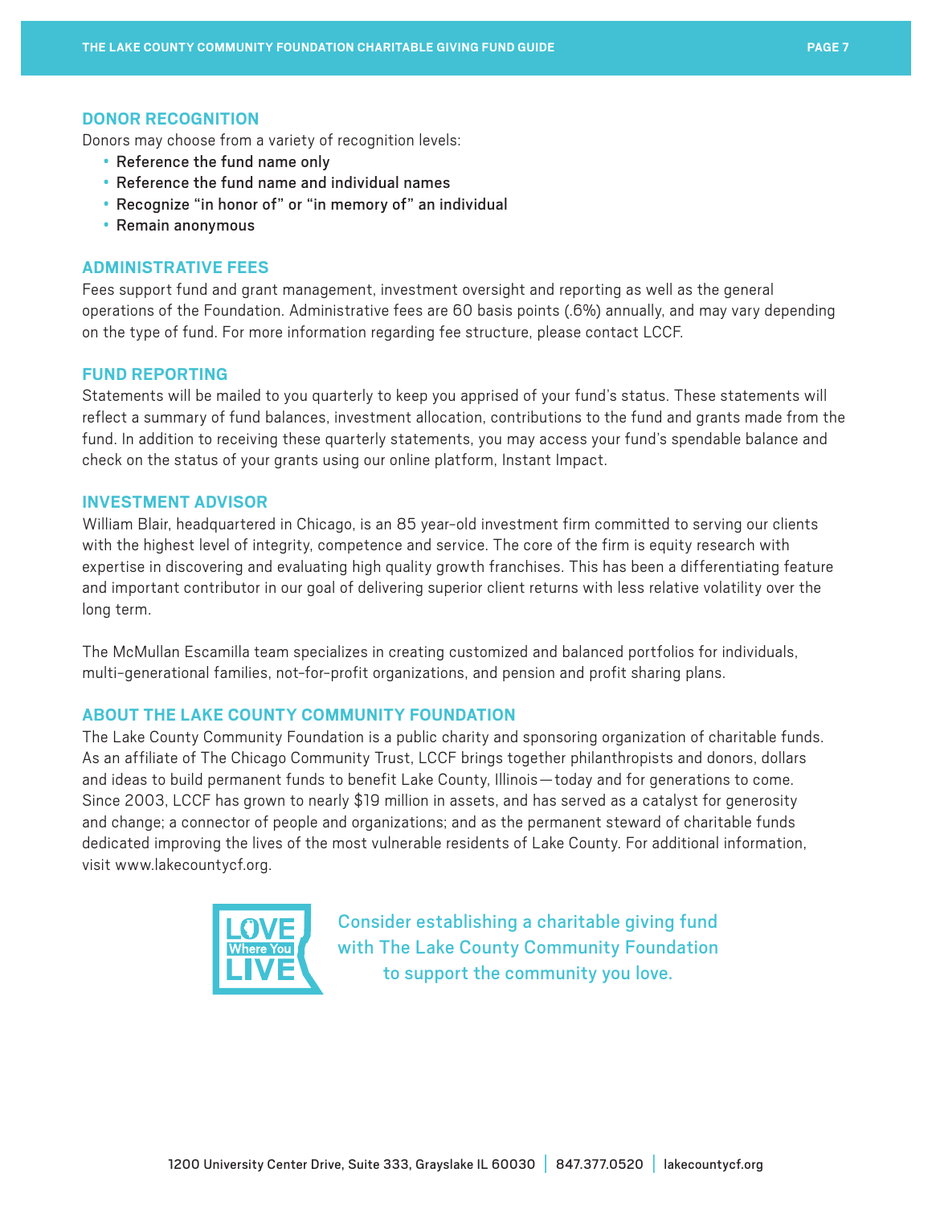## DONOR RECOGNITION

Donors may choose from a variety of recognition levels:

- Reference the fund name only
- Reference the fund name and individual names
- Recognize "in honor of" or "in memory of" an individual
- Remain anonymous

## ADMINISTRATIVE FEES

Fees support fund and grant management, investment oversight and reporting as well as the general operations of the Foundation. Administrative fees are 60 basis points (.6%) annually, and may vary depending on the type of fund. For more information regarding fee structure, please contact LCCF.

## FUND REPORTING

Statements will be mailed to you quarterly to keep you apprised of your fund's status. These statements will reflect a summary of fund balances, investment allocation, contributions to the fund and grants made from the fund. In addition to receiving these quarterly statements, you may access your fund's spendable balance and check on the status of your grants using our online platform, Instant Impact.

## INVESTMENT ADVISOR

William Blair, headquartered in Chicago, is an 85 year-old investment firm committed to serving our clients with the highest level of integrity, competence and service. The core of the firm is equity research with expertise in discovering and evaluating high quality growth franchises. This has been a differentiating feature and important contributor in our goal of delivering superior client returns with less relative volatility over the long term.

The McMullan Escamilla team specializes in creating customized and balanced portfolios for individuals, multi-generational families, not-for-profit organizations, and pension and profit sharing plans.

## ABOUT THE LAKE COUNTY COMMUNITY FOUNDATION

The Lake County Community Foundation is a public charity and sponsoring organization of charitable funds. As an affiliate of The Chicago Community Trust, LCCF brings together philanthropists and donors, dollars and ideas to build permanent funds to benefit Lake County, Illinois—today and for generations to come. Since 2003, LCCF has grown to nearly $19 million in assets, and has served as a catalyst for generosity and change; a connector of people and organizations; and as the permanent steward of charitable funds dedicated improving the lives of the most vulnerable residents of Lake County. For additional information, visit www.lakecountycf.org.

LOVE Where You LIVE

Consider establishing a charitable giving fund with The Lake County Community Foundation to support the community you love.

1200 University Center Drive, Suite 333, Grayslake IL 60030 | 847.377.0520 | lakecountycf.org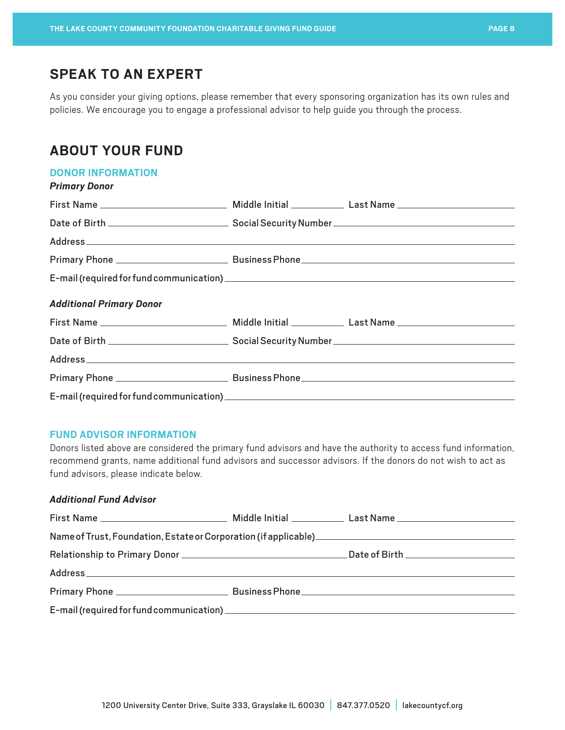## SPEAK TO AN EXPERT

As you consider your giving options, please remember that every sponsoring organization has its own rules and policies. We encourage you to engage a professional advisor to help guide you through the process.

## ABOUT YOUR FUND

### DONOR INFORMATION

***Primary Donor***

First Name ____________________ Middle Initial ________ Last Name ____________________

Date of Birth ____________________ Social Security Number ______________________________

Address ____________________________________________________________

Primary Phone ____________________ Business Phone ______________________________

E-mail (required for fund communication) ____________________________________________

***Additional Primary Donor***

First Name ____________________ Middle Initial ________ Last Name ____________________

Date of Birth ____________________ Social Security Number ______________________________

Address ____________________________________________________________

Primary Phone ____________________ Business Phone ______________________________

E-mail (required for fund communication) ____________________________________________

### FUND ADVISOR INFORMATION

Donors listed above are considered the primary fund advisors and have the authority to access fund information, recommend grants, name additional fund advisors and successor advisors. If the donors do not wish to act as fund advisors, please indicate below.

***Additional Fund Advisor***

First Name ____________________ Middle Initial ________ Last Name ____________________

Name of Trust, Foundation, Estate or Corporation (if applicable) ______________________________

Relationship to Primary Donor ______________________________ Date of Birth ____________________

Address ____________________________________________________________

Primary Phone ____________________ Business Phone ______________________________

E-mail (required for fund communication) ____________________________________________

1200 University Center Drive, Suite 333, Grayslake IL 60030 | 847.377.0520 | lakecountycf.org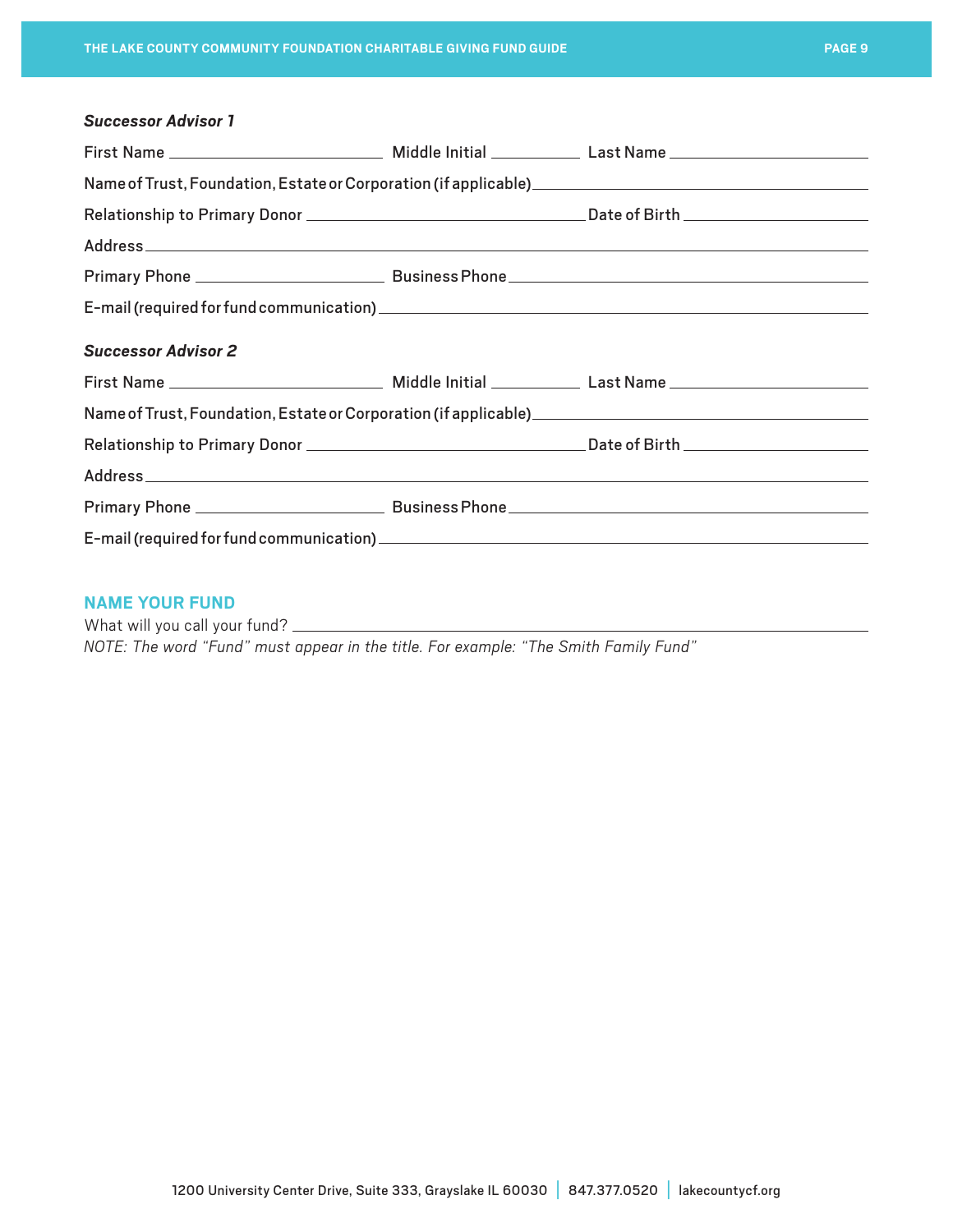***Successor Advisor 1***

First Name ______________________ Middle Initial _________ Last Name ______________________

Name of Trust, Foundation, Estate or Corporation (if applicable) ______________________________

Relationship to Primary Donor ____________________________ Date of Birth ____________________

Address ______________________________________________________________________________

Primary Phone ____________________ Business Phone _____________________________________

E-mail (required for fund communication) ____________________________________________________

***Successor Advisor 2***

First Name ______________________ Middle Initial _________ Last Name ______________________

Name of Trust, Foundation, Estate or Corporation (if applicable) ______________________________

Relationship to Primary Donor ____________________________ Date of Birth ____________________

Address ______________________________________________________________________________

Primary Phone ____________________ Business Phone _____________________________________

E-mail (required for fund communication) ____________________________________________________

## NAME YOUR FUND

What will you call your fund? _______________________________________________________________

*NOTE: The word "Fund" must appear in the title. For example: "The Smith Family Fund"*